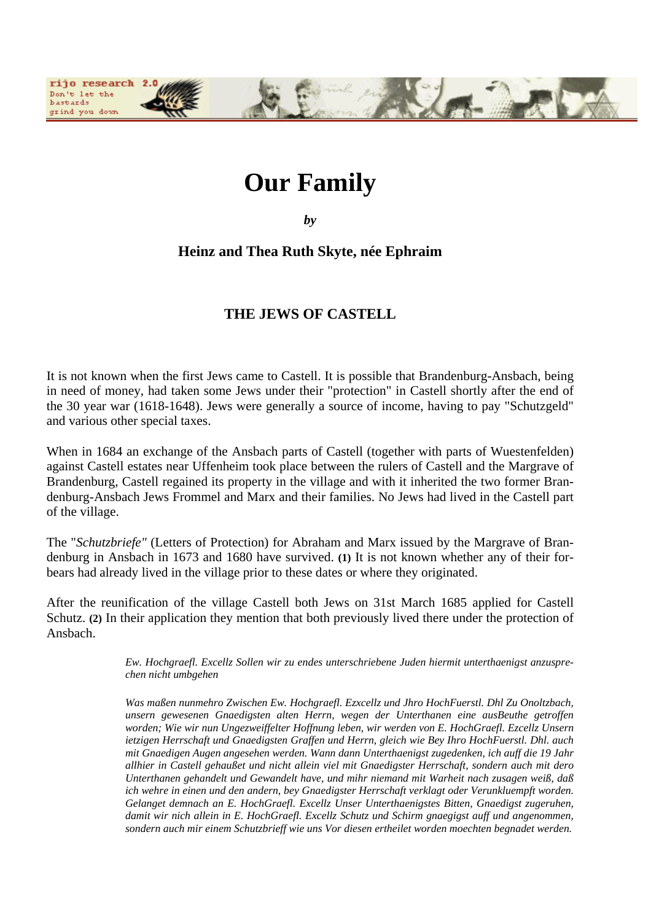# Our Family

*by*

**Heinz and Thea Ruth Skyte, née Ephraim**

## THE JEWS OF CASTELL

It is not known when the first Jews came to Castell. It is possible that Brandenburg-Ansbach, being in need of money, had taken some Jews under their "protection" in Castell shortly after the end of the 30 year war (1618-1648). Jews were generally a source of income, having to pay "Schutzgeld" and various other special taxes.

When in 1684 an exchange of the Ansbach parts of Castell (together with parts of Wuestenfelden) against Castell estates near Uffenheim took place between the rulers of Castell and the Margrave of Brandenburg, Castell regained its property in the village and with it inherited the two former Brandenburg-Ansbach Jews Frommel and Marx and their families. No Jews had lived in the Castell part of the village.

The "*Schutzbriefe"* (Letters of Protection) for Abraham and Marx issued by the Margrave of Brandenburg in Ansbach in 1673 and 1680 have survived. **(1)** It is not known whether any of their forbears had already lived in the village prior to these dates or where they originated.

After the reunification of the village Castell both Jews on 31st March 1685 applied for Castell Schutz. **(2)** In their application they mention that both previously lived there under the protection of Ansbach.

> *Ew. Hochgraefl. Excellz Sollen wir zu endes unterschriebene Juden hiermit unterthaenigst anzusprechen nicht umbgehen*
>
> *Was maßen nunmehro Zwischen Ew. Hochgraefl. Ezxcellz und Jhro HochFuerstl. Dhl Zu Onoltzbach, unsern gewesenen Gnaedigsten alten Herrn, wegen der Unterthanen eine ausBeuthe getroffen worden; Wie wir nun Ungezweiffelter Hoffnung leben, wir werden von E. HochGraefl. Ezcellz Unsern ietzigen Herrschaft und Gnaedigsten Graffen und Herrn, gleich wie Bey Ihro HochFuerstl. Dhl. auch mit Gnaedigen Augen angesehen werden. Wann dann Unterthaenigst zugedenken, ich auff die 19 Jahr allhier in Castell gehaußet und nicht allein viel mit Gnaedigster Herrschaft, sondern auch mit dero Unterthanen gehandelt und Gewandelt have, und mihr niemand mit Warheit nach zusagen weiß, daß ich wehre in einen und den andern, bey Gnaedigster Herrschaft verklagt oder Verunkluempft worden. Gelanget demnach an E. HochGraefl. Excellz Unser Unterthaenigstes Bitten, Gnaedigst zugeruhen, damit wir nich allein in E. HochGraefl. Excellz Schutz und Schirm gnaegigst auff und angenommen, sondern auch mir einem Schutzbrieff wie uns Vor diesen ertheilet worden moechten begnadet werden.*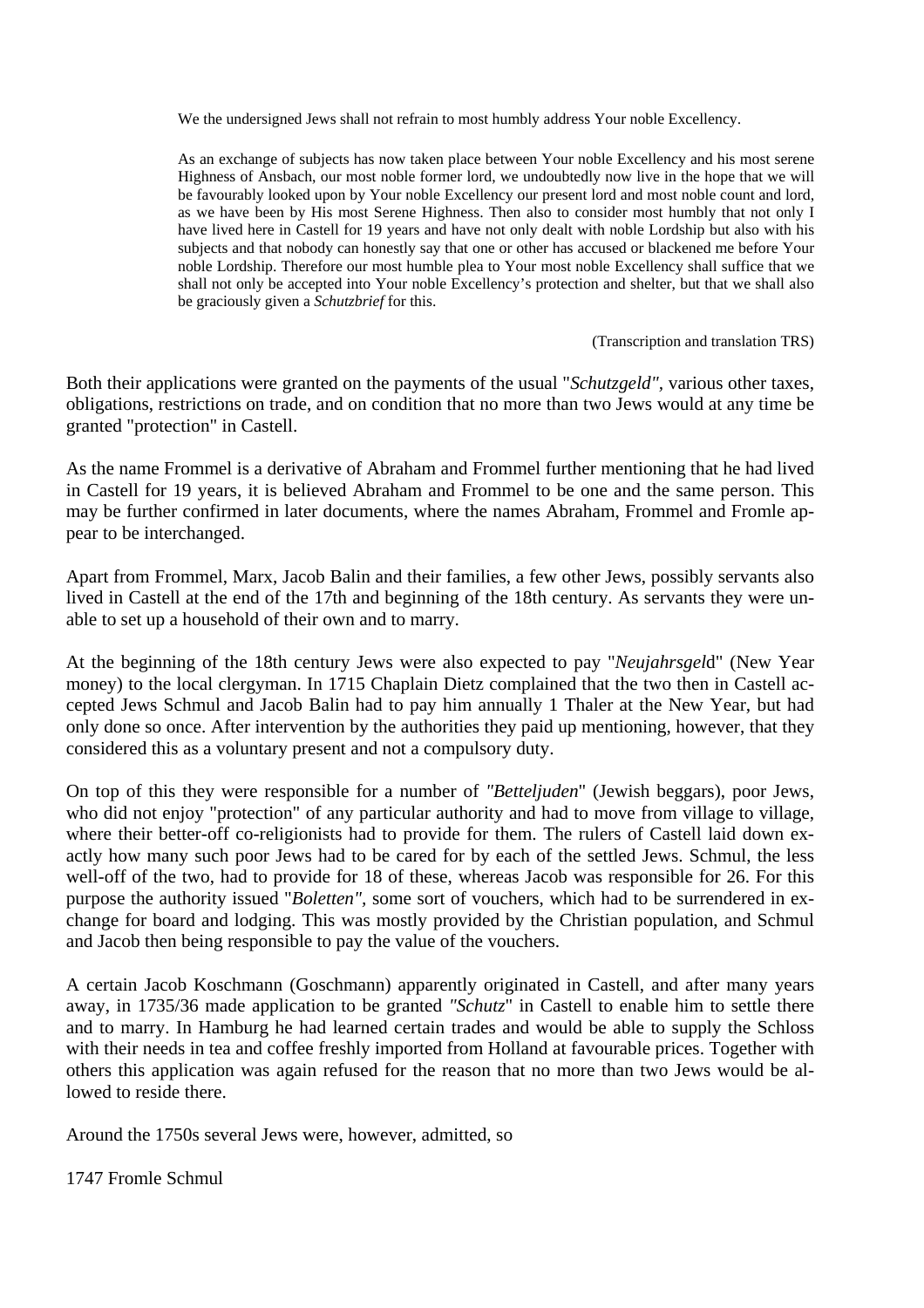> We the undersigned Jews shall not refrain to most humbly address Your noble Excellency.
>
> As an exchange of subjects has now taken place between Your noble Excellency and his most serene Highness of Ansbach, our most noble former lord, we undoubtedly now live in the hope that we will be favourably looked upon by Your noble Excellency our present lord and most noble count and lord, as we have been by His most Serene Highness. Then also to consider most humbly that not only I have lived here in Castell for 19 years and have not only dealt with noble Lordship but also with his subjects and that nobody can honestly say that one or other has accused or blackened me before Your noble Lordship. Therefore our most humble plea to Your most noble Excellency shall suffice that we shall not only be accepted into Your noble Excellency's protection and shelter, but that we shall also be graciously given a *Schutzbrief* for this.
>
> (Transcription and translation TRS)

Both their applications were granted on the payments of the usual "*Schutzgeld"*, various other taxes, obligations, restrictions on trade, and on condition that no more than two Jews would at any time be granted "protection" in Castell.

As the name Frommel is a derivative of Abraham and Frommel further mentioning that he had lived in Castell for 19 years, it is believed Abraham and Frommel to be one and the same person. This may be further confirmed in later documents, where the names Abraham, Frommel and Fromle appear to be interchanged.

Apart from Frommel, Marx, Jacob Balin and their families, a few other Jews, possibly servants also lived in Castell at the end of the 17th and beginning of the 18th century. As servants they were unable to set up a household of their own and to marry.

At the beginning of the 18th century Jews were also expected to pay "*Neujahrsgeld*" (New Year money) to the local clergyman. In 1715 Chaplain Dietz complained that the two then in Castell accepted Jews Schmul and Jacob Balin had to pay him annually 1 Thaler at the New Year, but had only done so once. After intervention by the authorities they paid up mentioning, however, that they considered this as a voluntary present and not a compulsory duty.

On top of this they were responsible for a number of *"Betteljuden*" (Jewish beggars), poor Jews, who did not enjoy "protection" of any particular authority and had to move from village to village, where their better-off co-religionists had to provide for them. The rulers of Castell laid down exactly how many such poor Jews had to be cared for by each of the settled Jews. Schmul, the less well-off of the two, had to provide for 18 of these, whereas Jacob was responsible for 26. For this purpose the authority issued "*Boletten"*, some sort of vouchers, which had to be surrendered in exchange for board and lodging. This was mostly provided by the Christian population, and Schmul and Jacob then being responsible to pay the value of the vouchers.

A certain Jacob Koschmann (Goschmann) apparently originated in Castell, and after many years away, in 1735/36 made application to be granted *"Schutz*" in Castell to enable him to settle there and to marry. In Hamburg he had learned certain trades and would be able to supply the Schloss with their needs in tea and coffee freshly imported from Holland at favourable prices. Together with others this application was again refused for the reason that no more than two Jews would be allowed to reside there.

Around the 1750s several Jews were, however, admitted, so

1747 Fromle Schmul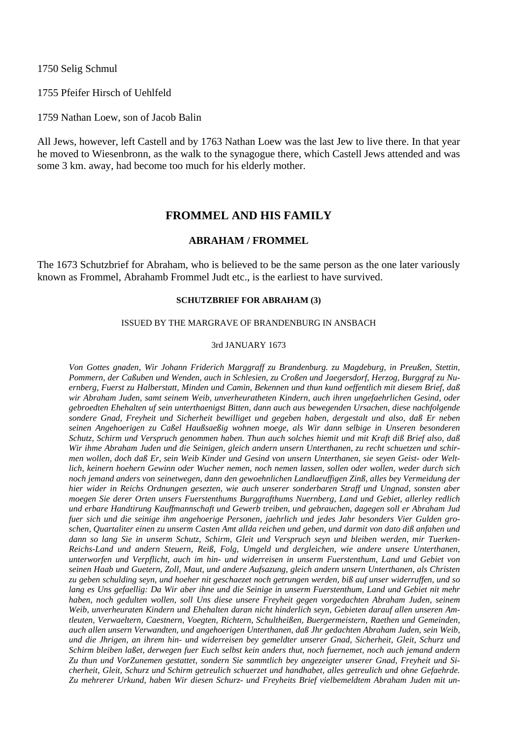1750 Selig Schmul

1755 Pfeifer Hirsch of Uehlfeld

1759 Nathan Loew, son of Jacob Balin

All Jews, however, left Castell and by 1763 Nathan Loew was the last Jew to live there. In that year he moved to Wiesenbronn, as the walk to the synagogue there, which Castell Jews attended and was some 3 km. away, had become too much for his elderly mother.

## FROMMEL AND HIS FAMILY

### ABRAHAM / FROMMEL

The 1673 Schutzbrief for Abraham, who is believed to be the same person as the one later variously known as Frommel, Abrahamb Frommel Judt etc., is the earliest to have survived.

#### SCHUTZBRIEF FOR ABRAHAM (3)

ISSUED BY THE MARGRAVE OF BRANDENBURG IN ANSBACH

3rd JANUARY 1673

*Von Gottes gnaden, Wir Johann Friderich Marggraff zu Brandenburg. zu Magdeburg, in Preußen, Stettin, Pommern, der Caßuben und Wenden, auch in Schlesien, zu Croßen und Jaegersdorf, Herzog, Burggraf zu Nuernberg, Fuerst zu Halberstatt, Minden und Camin, Bekennen und thun kund oeffentlich mit diesem Brief, daß wir Abraham Juden, samt seinem Weib, unverheuratheten Kindern, auch ihren ungefaehrlichen Gesind, oder gebroedten Ehehalten uf sein unterthaenigst Bitten, dann auch aus bewegenden Ursachen, diese nachfolgende sondere Gnad, Freyheit und Sicherheit bewilliget und gegeben haben, dergestalt und also, daß Er neben seinen Angehoerigen zu Caßel Haußsaeßig wohnen moege, als Wir dann selbige in Unseren besonderen Schutz, Schirm und Verspruch genommen haben. Thun auch solches hiemit und mit Kraft diß Brief also, daß Wir ihme Abraham Juden und die Seinigen, gleich andern unsern Unterthanen, zu recht schuetzen und schirmen wollen, doch daß Er, sein Weib Kinder und Gesind von unsern Unterthanen, sie seyen Geist- oder Weltlich, keinern hoehern Gewinn oder Wucher nemen, noch nemen lassen, sollen oder wollen, weder durch sich noch jemand anders von seinetwegen, dann den gewoehnlichen Landlaeuffigen Zinß, alles bey Vermeidung der hier wider in Reichs Ordnungen gesezten, wie auch unserer sonderbaren Straff und Ungnad, sonsten aber moegen Sie derer Orten unsers Fuerstenthums Burggrafthums Nuernberg, Land und Gebiet, allerley redlich und erbare Handtirung Kauffmannschaft und Gewerb treiben, und gebrauchen, dagegen soll er Abraham Jud fuer sich und die seinige ihm angehoerige Personen, jaehrlich und jedes Jahr besonders Vier Gulden groschen, Quartaliter einen zu unserm Casten Amt allda reichen und geben, und darmit von dato diß anfahen und dann so lang Sie in unserm Schutz, Schirm, Gleit und Verspruch seyn und bleiben werden, mir Tuerken-Reichs-Land und andern Steuern, Reiß, Folg, Umgeld und dergleichen, wie andere unsere Unterthanen, unterworfen und Verpflicht, auch im hin- und widerreisen in unserm Fuerstenthum, Land und Gebiet von seinen Haab und Guetern, Zoll, Maut, und andere Aufsazung, gleich andern unsern Unterthanen, als Christen zu geben schulding seyn, und hoeher nit geschaezet noch getrungen werden, biß auf unser widerruffen, und so lang es Uns gefaellig: Da Wir aber ihne und die Seinige in unserm Fuerstenthum, Land und Gebiet nit mehr haben, noch gedulten wollen, soll Uns diese unsere Freyheit gegen vorgedachten Abraham Juden, seinem Weib, unverheuraten Kindern und Ehehalten daran nicht hinderlich seyn, Gebieten darauf allen unseren Amtleuten, Verwaeltern, Caestnern, Voegten, Richtern, Schultheißen, Buergermeistern, Raethen und Gemeinden, auch allen unsern Verwandten, und angehoerigen Unterthanen, daß Jhr gedachten Abraham Juden, sein Weib, und die Jhrigen, an ihrem hin- und widerreisen bey gemeldter unserer Gnad, Sicherheit, Gleit, Schurz und Schirm bleiben laßet, derwegen fuer Euch selbst kein anders thut, noch fuernemet, noch auch jemand andern Zu thun und VorZunemen gestattet, sondern Sie sammtlich bey angezeigter unserer Gnad, Freyheit und Sicherheit, Gleit, Schurz und Schirm getreulich schuerzet und handhabet, alles getreulich und ohne Gefaehrde. Zu mehrerer Urkund, haben Wir diesen Schurz- und Freyheits Brief vielbemeldtem Abraham Juden mit un-*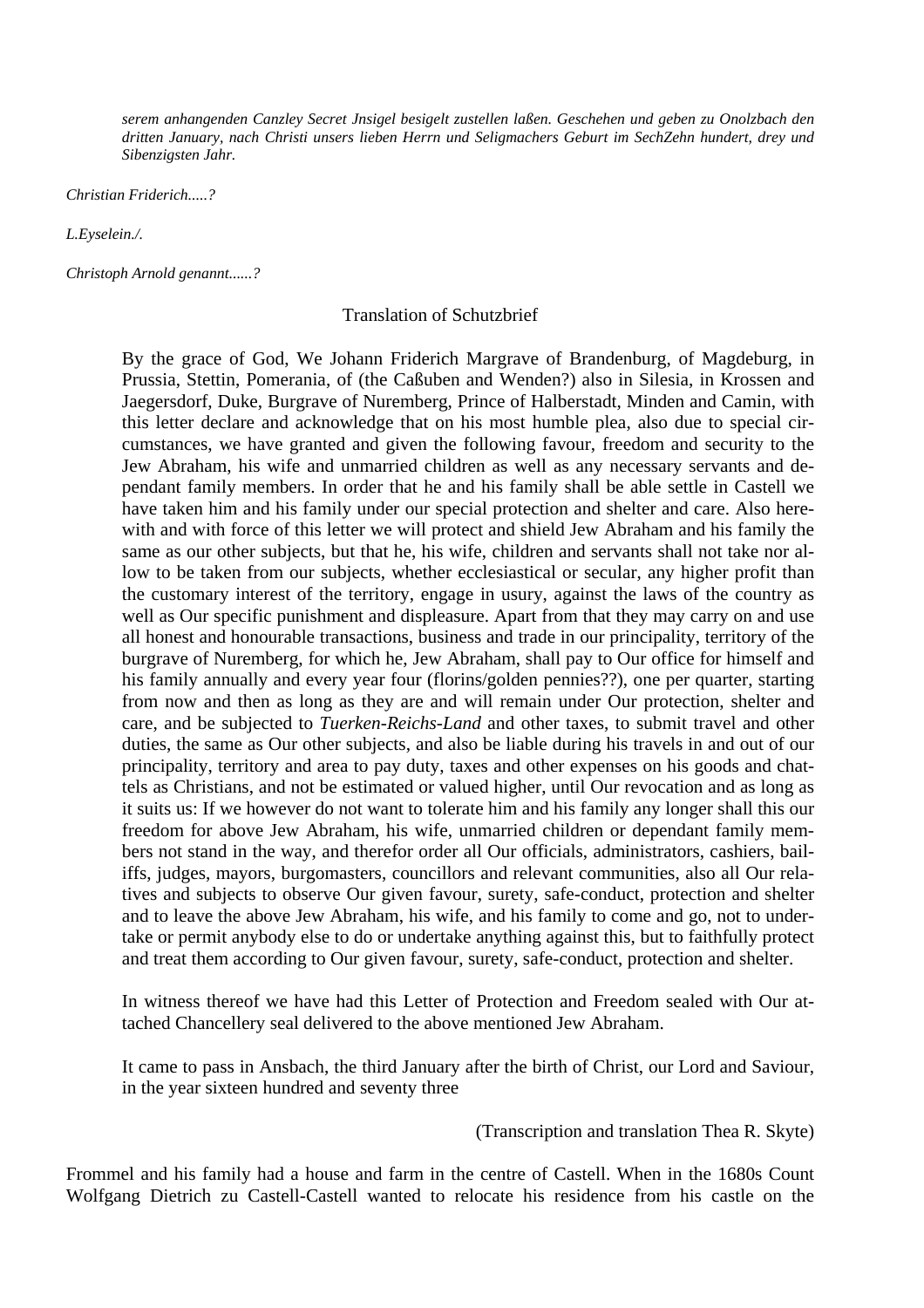*serem anhangenden Canzley Secret Jnsigel besigelt zustellen laßen. Geschehen und geben zu Onolzbach den dritten January, nach Christi unsers lieben Herrn und Seligmachers Geburt im SechZehn hundert, drey und Sibenzigsten Jahr.*

*Christian Friderich.....?*

*L.Eyselein./.*

*Christoph Arnold genannt......?*

Translation of Schutzbrief

By the grace of God, We Johann Friderich Margrave of Brandenburg, of Magdeburg, in Prussia, Stettin, Pomerania, of (the Caßuben and Wenden?) also in Silesia, in Krossen and Jaegersdorf, Duke, Burgrave of Nuremberg, Prince of Halberstadt, Minden and Camin, with this letter declare and acknowledge that on his most humble plea, also due to special circumstances, we have granted and given the following favour, freedom and security to the Jew Abraham, his wife and unmarried children as well as any necessary servants and dependant family members. In order that he and his family shall be able settle in Castell we have taken him and his family under our special protection and shelter and care. Also herewith and with force of this letter we will protect and shield Jew Abraham and his family the same as our other subjects, but that he, his wife, children and servants shall not take nor allow to be taken from our subjects, whether ecclesiastical or secular, any higher profit than the customary interest of the territory, engage in usury, against the laws of the country as well as Our specific punishment and displeasure. Apart from that they may carry on and use all honest and honourable transactions, business and trade in our principality, territory of the burgrave of Nuremberg, for which he, Jew Abraham, shall pay to Our office for himself and his family annually and every year four (florins/golden pennies??), one per quarter, starting from now and then as long as they are and will remain under Our protection, shelter and care, and be subjected to *Tuerken-Reichs-Land* and other taxes, to submit travel and other duties, the same as Our other subjects, and also be liable during his travels in and out of our principality, territory and area to pay duty, taxes and other expenses on his goods and chattels as Christians, and not be estimated or valued higher, until Our revocation and as long as it suits us: If we however do not want to tolerate him and his family any longer shall this our freedom for above Jew Abraham, his wife, unmarried children or dependant family members not stand in the way, and therefor order all Our officials, administrators, cashiers, bailiffs, judges, mayors, burgomasters, councillors and relevant communities, also all Our relatives and subjects to observe Our given favour, surety, safe-conduct, protection and shelter and to leave the above Jew Abraham, his wife, and his family to come and go, not to undertake or permit anybody else to do or undertake anything against this, but to faithfully protect and treat them according to Our given favour, surety, safe-conduct, protection and shelter.

In witness thereof we have had this Letter of Protection and Freedom sealed with Our attached Chancellery seal delivered to the above mentioned Jew Abraham.

It came to pass in Ansbach, the third January after the birth of Christ, our Lord and Saviour, in the year sixteen hundred and seventy three

(Transcription and translation Thea R. Skyte)

Frommel and his family had a house and farm in the centre of Castell. When in the 1680s Count Wolfgang Dietrich zu Castell-Castell wanted to relocate his residence from his castle on the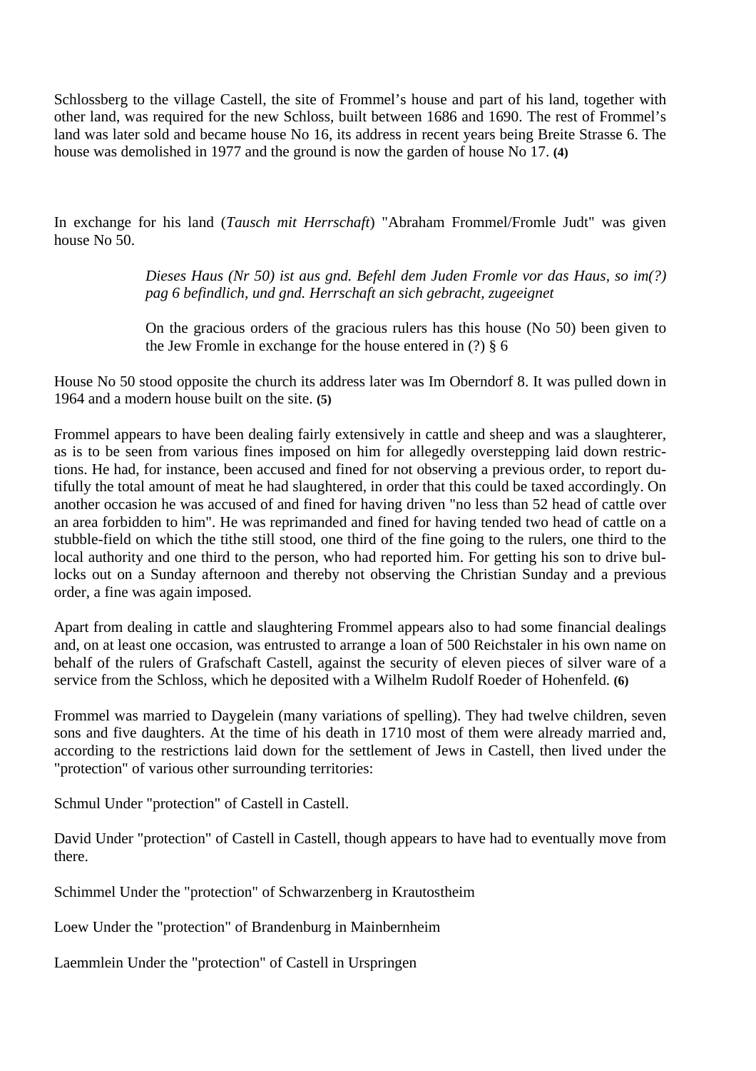Schlossberg to the village Castell, the site of Frommel's house and part of his land, together with other land, was required for the new Schloss, built between 1686 and 1690. The rest of Frommel's land was later sold and became house No 16, its address in recent years being Breite Strasse 6. The house was demolished in 1977 and the ground is now the garden of house No 17. **(4)**

In exchange for his land (*Tausch mit Herrschaft*) "Abraham Frommel/Fromle Judt" was given house No 50.

> *Dieses Haus (Nr 50) ist aus gnd. Befehl dem Juden Fromle vor das Haus, so im(?) pag 6 befindlich, und gnd. Herrschaft an sich gebracht, zugeeignet*
>
> On the gracious orders of the gracious rulers has this house (No 50) been given to the Jew Fromle in exchange for the house entered in (?) § 6

House No 50 stood opposite the church its address later was Im Oberndorf 8. It was pulled down in 1964 and a modern house built on the site. **(5)**

Frommel appears to have been dealing fairly extensively in cattle and sheep and was a slaughterer, as is to be seen from various fines imposed on him for allegedly overstepping laid down restrictions. He had, for instance, been accused and fined for not observing a previous order, to report dutifully the total amount of meat he had slaughtered, in order that this could be taxed accordingly. On another occasion he was accused of and fined for having driven "no less than 52 head of cattle over an area forbidden to him". He was reprimanded and fined for having tended two head of cattle on a stubble-field on which the tithe still stood, one third of the fine going to the rulers, one third to the local authority and one third to the person, who had reported him. For getting his son to drive bullocks out on a Sunday afternoon and thereby not observing the Christian Sunday and a previous order, a fine was again imposed.

Apart from dealing in cattle and slaughtering Frommel appears also to had some financial dealings and, on at least one occasion, was entrusted to arrange a loan of 500 Reichstaler in his own name on behalf of the rulers of Grafschaft Castell, against the security of eleven pieces of silver ware of a service from the Schloss, which he deposited with a Wilhelm Rudolf Roeder of Hohenfeld. **(6)**

Frommel was married to Daygelein (many variations of spelling). They had twelve children, seven sons and five daughters. At the time of his death in 1710 most of them were already married and, according to the restrictions laid down for the settlement of Jews in Castell, then lived under the "protection" of various other surrounding territories:

Schmul Under "protection" of Castell in Castell.

David Under "protection" of Castell in Castell, though appears to have had to eventually move from there.

Schimmel Under the "protection" of Schwarzenberg in Krautostheim

Loew Under the "protection" of Brandenburg in Mainbernheim

Laemmlein Under the "protection" of Castell in Urspringen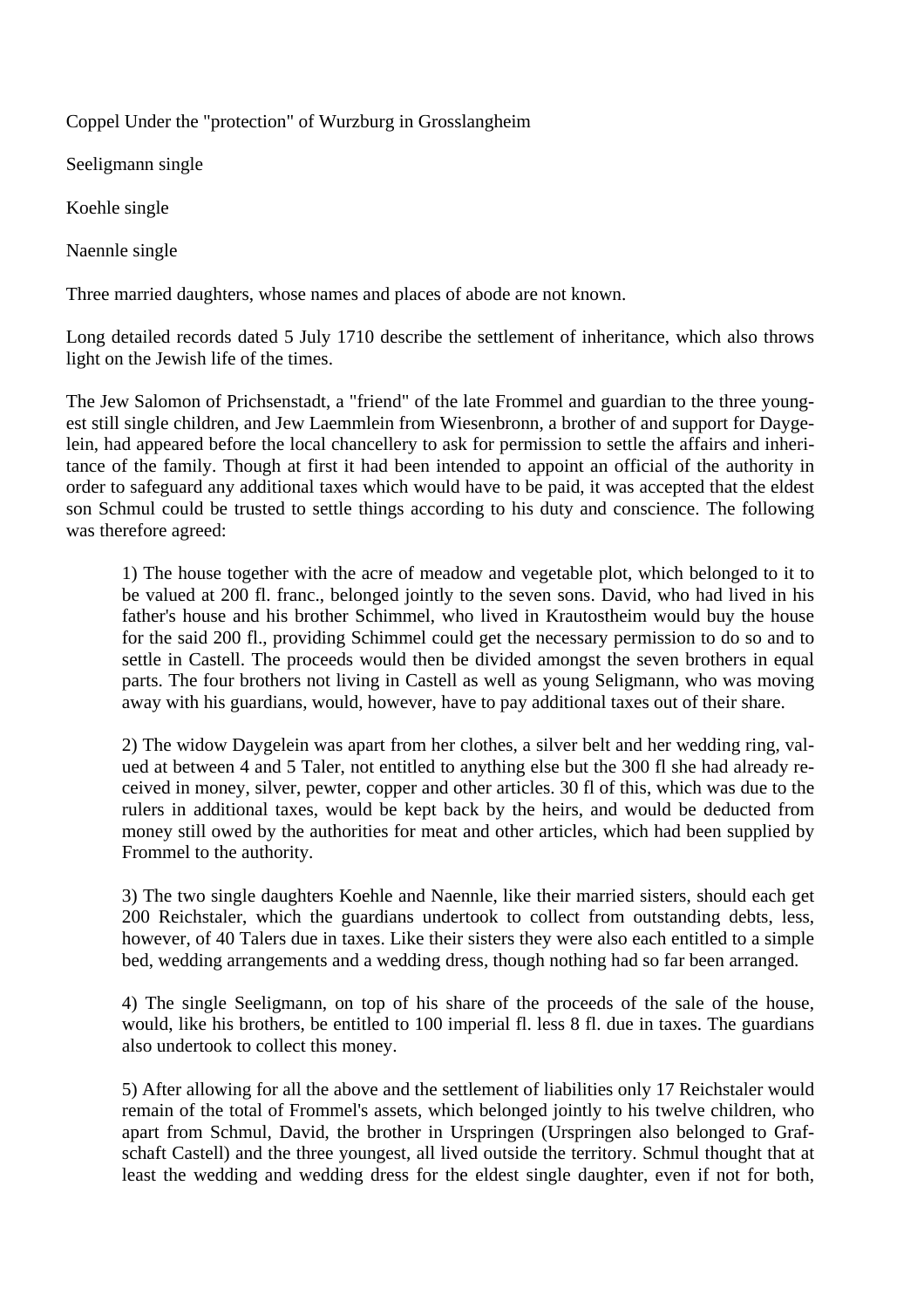Coppel Under the "protection" of Wurzburg in Grosslangheim

Seeligmann single

Koehle single

Naennle single

Three married daughters, whose names and places of abode are not known.

Long detailed records dated 5 July 1710 describe the settlement of inheritance, which also throws light on the Jewish life of the times.

The Jew Salomon of Prichsenstadt, a "friend" of the late Frommel and guardian to the three youngest still single children, and Jew Laemmlein from Wiesenbronn, a brother of and support for Daygelein, had appeared before the local chancellery to ask for permission to settle the affairs and inheritance of the family. Though at first it had been intended to appoint an official of the authority in order to safeguard any additional taxes which would have to be paid, it was accepted that the eldest son Schmul could be trusted to settle things according to his duty and conscience. The following was therefore agreed:

> 1) The house together with the acre of meadow and vegetable plot, which belonged to it to be valued at 200 fl. franc., belonged jointly to the seven sons. David, who had lived in his father's house and his brother Schimmel, who lived in Krautostheim would buy the house for the said 200 fl., providing Schimmel could get the necessary permission to do so and to settle in Castell. The proceeds would then be divided amongst the seven brothers in equal parts. The four brothers not living in Castell as well as young Seligmann, who was moving away with his guardians, would, however, have to pay additional taxes out of their share.
>
> 2) The widow Daygelein was apart from her clothes, a silver belt and her wedding ring, valued at between 4 and 5 Taler, not entitled to anything else but the 300 fl she had already received in money, silver, pewter, copper and other articles. 30 fl of this, which was due to the rulers in additional taxes, would be kept back by the heirs, and would be deducted from money still owed by the authorities for meat and other articles, which had been supplied by Frommel to the authority.
>
> 3) The two single daughters Koehle and Naennle, like their married sisters, should each get 200 Reichstaler, which the guardians undertook to collect from outstanding debts, less, however, of 40 Talers due in taxes. Like their sisters they were also each entitled to a simple bed, wedding arrangements and a wedding dress, though nothing had so far been arranged.
>
> 4) The single Seeligmann, on top of his share of the proceeds of the sale of the house, would, like his brothers, be entitled to 100 imperial fl. less 8 fl. due in taxes. The guardians also undertook to collect this money.
>
> 5) After allowing for all the above and the settlement of liabilities only 17 Reichstaler would remain of the total of Frommel's assets, which belonged jointly to his twelve children, who apart from Schmul, David, the brother in Urspringen (Urspringen also belonged to Grafschaft Castell) and the three youngest, all lived outside the territory. Schmul thought that at least the wedding and wedding dress for the eldest single daughter, even if not for both,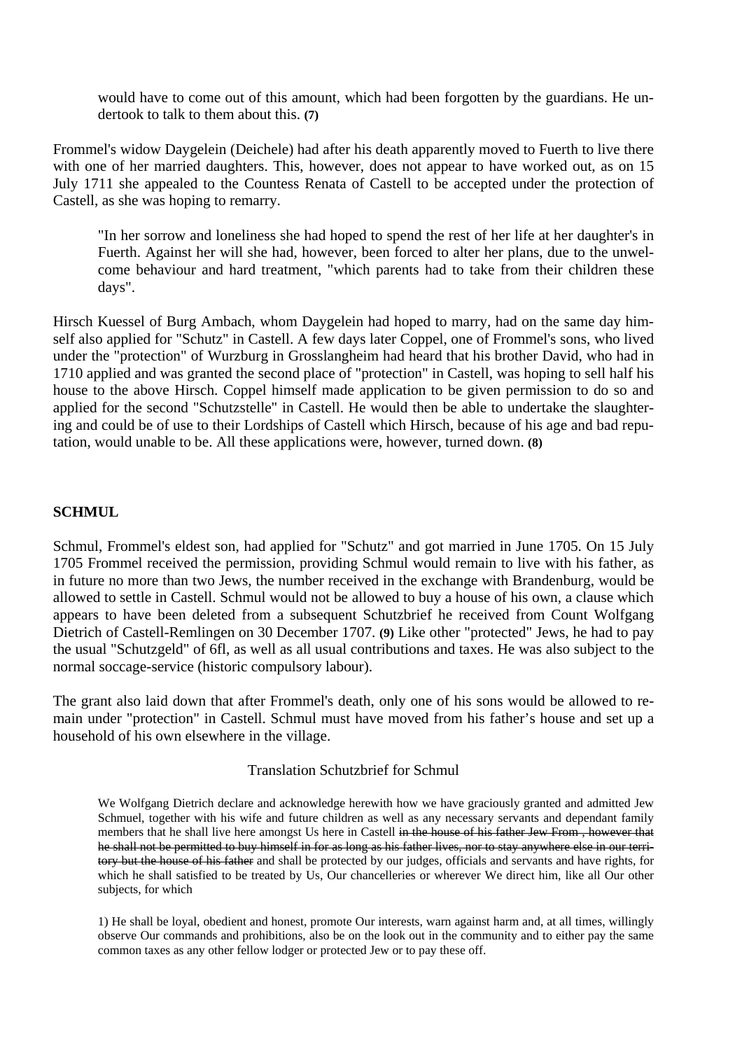> would have to come out of this amount, which had been forgotten by the guardians. He undertook to talk to them about this. **(7)**

Frommel's widow Daygelein (Deichele) had after his death apparently moved to Fuerth to live there with one of her married daughters. This, however, does not appear to have worked out, as on 15 July 1711 she appealed to the Countess Renata of Castell to be accepted under the protection of Castell, as she was hoping to remarry.

> "In her sorrow and loneliness she had hoped to spend the rest of her life at her daughter's in Fuerth. Against her will she had, however, been forced to alter her plans, due to the unwelcome behaviour and hard treatment, "which parents had to take from their children these days".

Hirsch Kuessel of Burg Ambach, whom Daygelein had hoped to marry, had on the same day himself also applied for "Schutz" in Castell. A few days later Coppel, one of Frommel's sons, who lived under the "protection" of Wurzburg in Grosslangheim had heard that his brother David, who had in 1710 applied and was granted the second place of "protection" in Castell, was hoping to sell half his house to the above Hirsch. Coppel himself made application to be given permission to do so and applied for the second "Schutzstelle" in Castell. He would then be able to undertake the slaughtering and could be of use to their Lordships of Castell which Hirsch, because of his age and bad reputation, would unable to be. All these applications were, however, turned down. **(8)**

**SCHMUL**

Schmul, Frommel's eldest son, had applied for "Schutz" and got married in June 1705. On 15 July 1705 Frommel received the permission, providing Schmul would remain to live with his father, as in future no more than two Jews, the number received in the exchange with Brandenburg, would be allowed to settle in Castell. Schmul would not be allowed to buy a house of his own, a clause which appears to have been deleted from a subsequent Schutzbrief he received from Count Wolfgang Dietrich of Castell-Remlingen on 30 December 1707. **(9)** Like other "protected" Jews, he had to pay the usual "Schutzgeld" of 6fl, as well as all usual contributions and taxes. He was also subject to the normal soccage-service (historic compulsory labour).

The grant also laid down that after Frommel's death, only one of his sons would be allowed to remain under "protection" in Castell. Schmul must have moved from his father's house and set up a household of his own elsewhere in the village.

Translation Schutzbrief for Schmul

> We Wolfgang Dietrich declare and acknowledge herewith how we have graciously granted and admitted Jew Schmuel, together with his wife and future children as well as any necessary servants and dependant family members that he shall live here amongst Us here in Castell ~~in the house of his father Jew From , however that he shall not be permitted to buy himself in for as long as his father lives, nor to stay anywhere else in our territory but the house of his father~~ and shall be protected by our judges, officials and servants and have rights, for which he shall satisfied to be treated by Us, Our chancelleries or wherever We direct him, like all Our other subjects, for which
>
> 1) He shall be loyal, obedient and honest, promote Our interests, warn against harm and, at all times, willingly observe Our commands and prohibitions, also be on the look out in the community and to either pay the same common taxes as any other fellow lodger or protected Jew or to pay these off.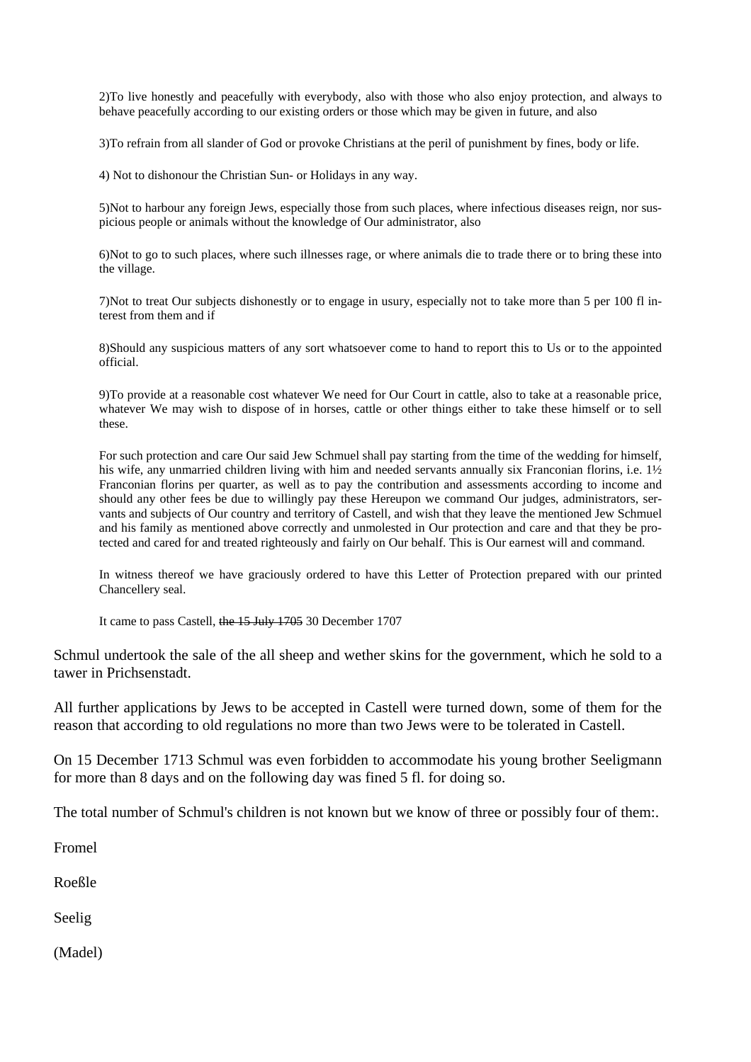> 2)To live honestly and peacefully with everybody, also with those who also enjoy protection, and always to behave peacefully according to our existing orders or those which may be given in future, and also
>
> 3)To refrain from all slander of God or provoke Christians at the peril of punishment by fines, body or life.
>
> 4) Not to dishonour the Christian Sun- or Holidays in any way.
>
> 5)Not to harbour any foreign Jews, especially those from such places, where infectious diseases reign, nor suspicious people or animals without the knowledge of Our administrator, also
>
> 6)Not to go to such places, where such illnesses rage, or where animals die to trade there or to bring these into the village.
>
> 7)Not to treat Our subjects dishonestly or to engage in usury, especially not to take more than 5 per 100 fl interest from them and if
>
> 8)Should any suspicious matters of any sort whatsoever come to hand to report this to Us or to the appointed official.
>
> 9)To provide at a reasonable cost whatever We need for Our Court in cattle, also to take at a reasonable price, whatever We may wish to dispose of in horses, cattle or other things either to take these himself or to sell these.
>
> For such protection and care Our said Jew Schmuel shall pay starting from the time of the wedding for himself, his wife, any unmarried children living with him and needed servants annually six Franconian florins, i.e. 1½ Franconian florins per quarter, as well as to pay the contribution and assessments according to income and should any other fees be due to willingly pay these Hereupon we command Our judges, administrators, servants and subjects of Our country and territory of Castell, and wish that they leave the mentioned Jew Schmuel and his family as mentioned above correctly and unmolested in Our protection and care and that they be protected and cared for and treated righteously and fairly on Our behalf. This is Our earnest will and command.
>
> In witness thereof we have graciously ordered to have this Letter of Protection prepared with our printed Chancellery seal.
>
> It came to pass Castell, ~~the 15 July 1705~~ 30 December 1707

Schmul undertook the sale of the all sheep and wether skins for the government, which he sold to a tawer in Prichsenstadt.

All further applications by Jews to be accepted in Castell were turned down, some of them for the reason that according to old regulations no more than two Jews were to be tolerated in Castell.

On 15 December 1713 Schmul was even forbidden to accommodate his young brother Seeligmann for more than 8 days and on the following day was fined 5 fl. for doing so.

The total number of Schmul's children is not known but we know of three or possibly four of them:.

Fromel

Roeßle

Seelig

(Madel)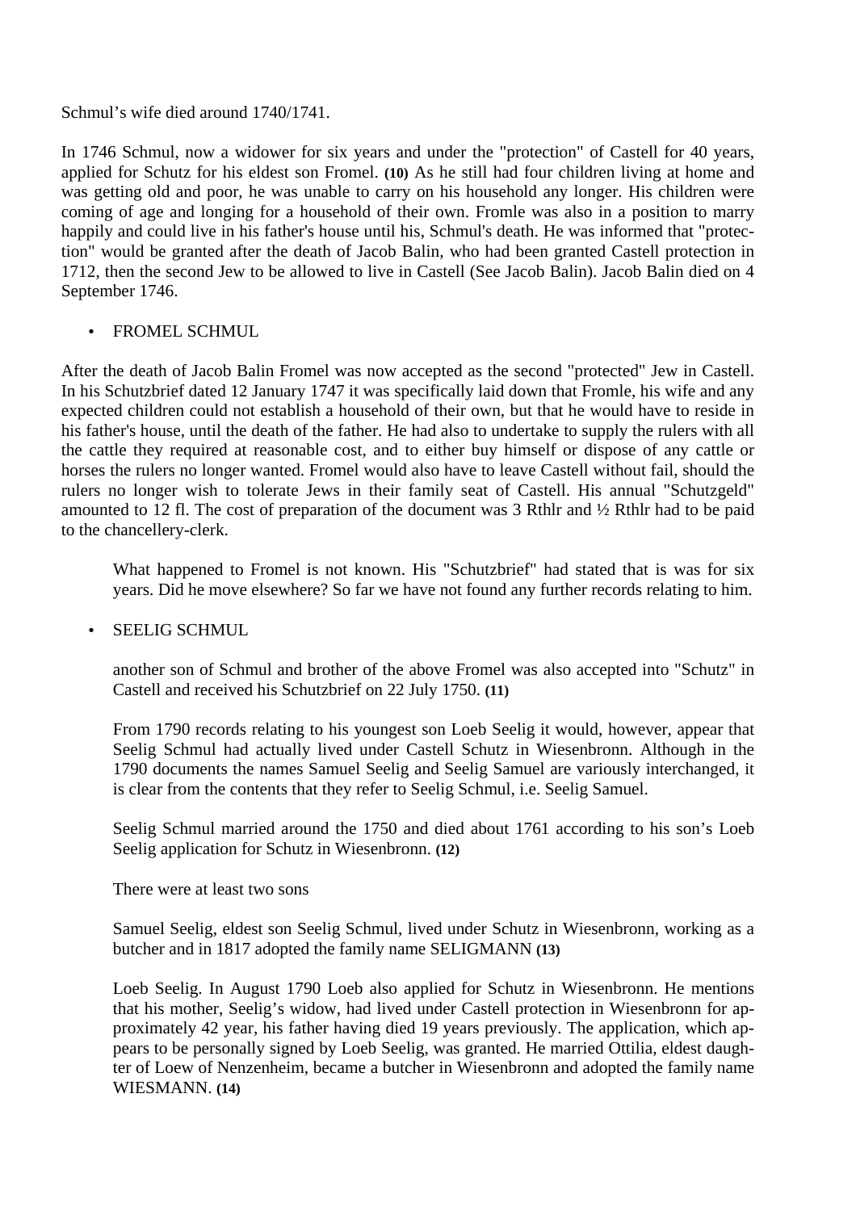Schmul's wife died around 1740/1741.

In 1746 Schmul, now a widower for six years and under the "protection" of Castell for 40 years, applied for Schutz for his eldest son Fromel. **(10)** As he still had four children living at home and was getting old and poor, he was unable to carry on his household any longer. His children were coming of age and longing for a household of their own. Fromle was also in a position to marry happily and could live in his father's house until his, Schmul's death. He was informed that "protection" would be granted after the death of Jacob Balin, who had been granted Castell protection in 1712, then the second Jew to be allowed to live in Castell (See Jacob Balin). Jacob Balin died on 4 September 1746.

- FROMEL SCHMUL

After the death of Jacob Balin Fromel was now accepted as the second "protected" Jew in Castell. In his Schutzbrief dated 12 January 1747 it was specifically laid down that Fromle, his wife and any expected children could not establish a household of their own, but that he would have to reside in his father's house, until the death of the father. He had also to undertake to supply the rulers with all the cattle they required at reasonable cost, and to either buy himself or dispose of any cattle or horses the rulers no longer wanted. Fromel would also have to leave Castell without fail, should the rulers no longer wish to tolerate Jews in their family seat of Castell. His annual "Schutzgeld" amounted to 12 fl. The cost of preparation of the document was 3 Rthlr and ½ Rthlr had to be paid to the chancellery-clerk.

> What happened to Fromel is not known. His "Schutzbrief" had stated that is was for six years. Did he move elsewhere? So far we have not found any further records relating to him.

- SEELIG SCHMUL

> another son of Schmul and brother of the above Fromel was also accepted into "Schutz" in Castell and received his Schutzbrief on 22 July 1750. **(11)**
>
> From 1790 records relating to his youngest son Loeb Seelig it would, however, appear that Seelig Schmul had actually lived under Castell Schutz in Wiesenbronn. Although in the 1790 documents the names Samuel Seelig and Seelig Samuel are variously interchanged, it is clear from the contents that they refer to Seelig Schmul, i.e. Seelig Samuel.
>
> Seelig Schmul married around the 1750 and died about 1761 according to his son's Loeb Seelig application for Schutz in Wiesenbronn. **(12)**
>
> There were at least two sons
>
> Samuel Seelig, eldest son Seelig Schmul, lived under Schutz in Wiesenbronn, working as a butcher and in 1817 adopted the family name SELIGMANN **(13)**
>
> Loeb Seelig. In August 1790 Loeb also applied for Schutz in Wiesenbronn. He mentions that his mother, Seelig's widow, had lived under Castell protection in Wiesenbronn for approximately 42 year, his father having died 19 years previously. The application, which appears to be personally signed by Loeb Seelig, was granted. He married Ottilia, eldest daughter of Loew of Nenzenheim, became a butcher in Wiesenbronn and adopted the family name WIESMANN. **(14)**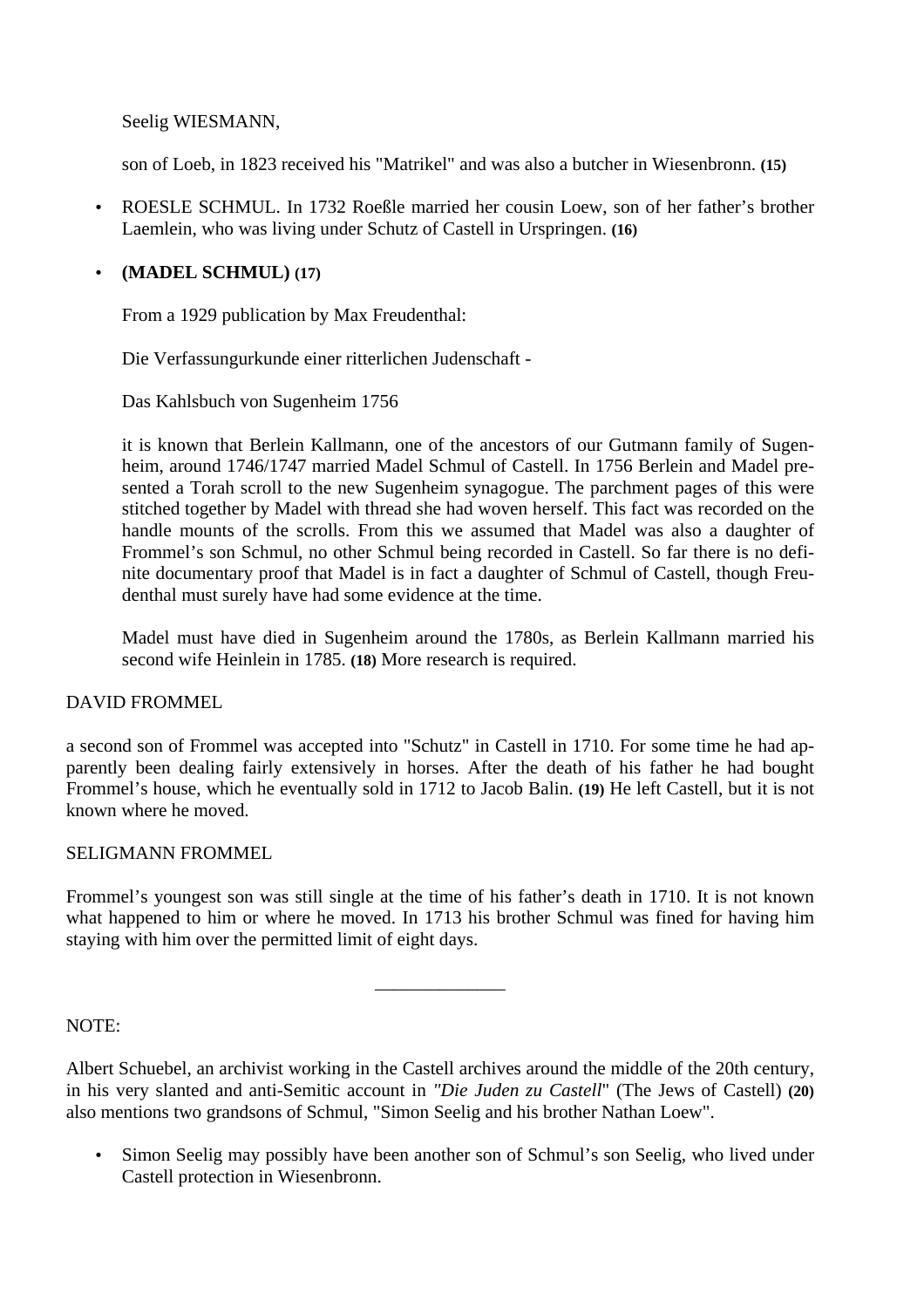Seelig WIESMANN,

son of Loeb, in 1823 received his "Matrikel" and was also a butcher in Wiesenbronn. **(15)**

- ROESLE SCHMUL. In 1732 Roeßle married her cousin Loew, son of her father's brother Laemlein, who was living under Schutz of Castell in Urspringen. **(16)**

- **(MADEL SCHMUL) (17)**

  From a 1929 publication by Max Freudenthal:

  Die Verfassungurkunde einer ritterlichen Judenschaft -

  Das Kahlsbuch von Sugenheim 1756

  it is known that Berlein Kallmann, one of the ancestors of our Gutmann family of Sugenheim, around 1746/1747 married Madel Schmul of Castell. In 1756 Berlein and Madel presented a Torah scroll to the new Sugenheim synagogue. The parchment pages of this were stitched together by Madel with thread she had woven herself. This fact was recorded on the handle mounts of the scrolls. From this we assumed that Madel was also a daughter of Frommel's son Schmul, no other Schmul being recorded in Castell. So far there is no definite documentary proof that Madel is in fact a daughter of Schmul of Castell, though Freudenthal must surely have had some evidence at the time.

  Madel must have died in Sugenheim around the 1780s, as Berlein Kallmann married his second wife Heinlein in 1785. **(18)** More research is required.

DAVID FROMMEL

a second son of Frommel was accepted into "Schutz" in Castell in 1710. For some time he had apparently been dealing fairly extensively in horses. After the death of his father he had bought Frommel's house, which he eventually sold in 1712 to Jacob Balin. **(19)** He left Castell, but it is not known where he moved.

SELIGMANN FROMMEL

Frommel's youngest son was still single at the time of his father's death in 1710. It is not known what happened to him or where he moved. In 1713 his brother Schmul was fined for having him staying with him over the permitted limit of eight days.

______________

NOTE:

Albert Schuebel, an archivist working in the Castell archives around the middle of the 20th century, in his very slanted and anti-Semitic account in *"Die Juden zu Castell*" (The Jews of Castell) **(20)** also mentions two grandsons of Schmul, "Simon Seelig and his brother Nathan Loew".

- Simon Seelig may possibly have been another son of Schmul's son Seelig, who lived under Castell protection in Wiesenbronn.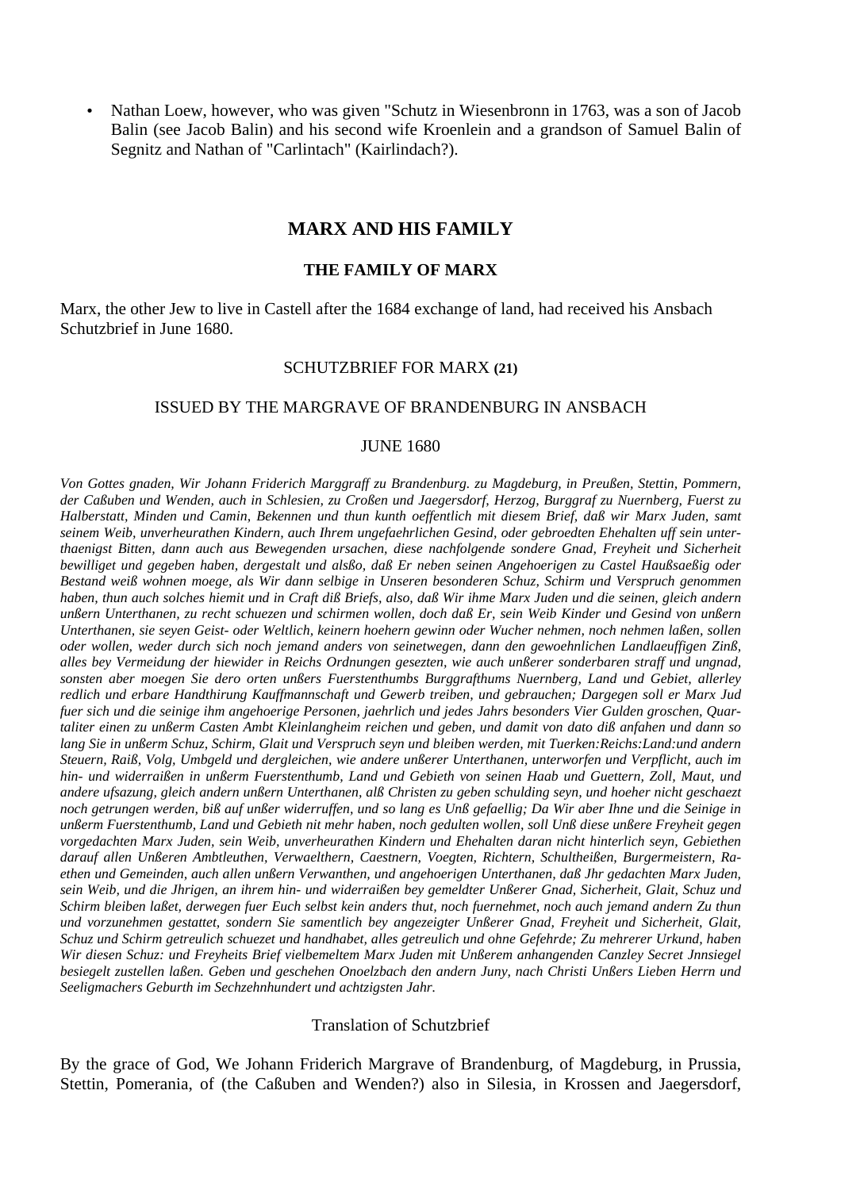- Nathan Loew, however, who was given "Schutz in Wiesenbronn in 1763, was a son of Jacob Balin (see Jacob Balin) and his second wife Kroenlein and a grandson of Samuel Balin of Segnitz and Nathan of "Carlintach" (Kairlindach?).

## MARX AND HIS FAMILY

### THE FAMILY OF MARX

Marx, the other Jew to live in Castell after the 1684 exchange of land, had received his Ansbach Schutzbrief in June 1680.

SCHUTZBRIEF FOR MARX **(21)**

ISSUED BY THE MARGRAVE OF BRANDENBURG IN ANSBACH

JUNE 1680

*Von Gottes gnaden, Wir Johann Friderich Marggraff zu Brandenburg. zu Magdeburg, in Preußen, Stettin, Pommern, der Caßuben und Wenden, auch in Schlesien, zu Croßen und Jaegersdorf, Herzog, Burggraf zu Nuernberg, Fuerst zu Halberstatt, Minden und Camin, Bekennen und thun kunth oeffentlich mit diesem Brief, daß wir Marx Juden, samt seinem Weib, unverheurathen Kindern, auch Ihrem ungefaehrlichen Gesind, oder gebroedten Ehehalten uff sein unterthaenigst Bitten, dann auch aus Bewegenden ursachen, diese nachfolgende sondere Gnad, Freyheit und Sicherheit bewilliget und gegeben haben, dergestalt und alsßo, daß Er neben seinen Angehoerigen zu Castel Haußsaeßig oder Bestand weiß wohnen moege, als Wir dann selbige in Unseren besonderen Schuz, Schirm und Verspruch genommen haben, thun auch solches hiemit und in Craft diß Briefs, also, daß Wir ihme Marx Juden und die seinen, gleich andern unßern Unterthanen, zu recht schuezen und schirmen wollen, doch daß Er, sein Weib Kinder und Gesind von unßern Unterthanen, sie seyen Geist- oder Weltlich, keinern hoehern gewinn oder Wucher nehmen, noch nehmen laßen, sollen oder wollen, weder durch sich noch jemand anders von seinetwegen, dann den gewoehnlichen Landlaeuffigen Zinß, alles bey Vermeidung der hiewider in Reichs Ordnungen gesezten, wie auch unßerer sonderbaren straff und ungnad, sonsten aber moegen Sie dero orten unßers Fuerstenthumbs Burggrafthums Nuernberg, Land und Gebiet, allerley redlich und erbare Handthirung Kauffmannschaft und Gewerb treiben, und gebrauchen; Dargegen soll er Marx Jud fuer sich und die seinige ihm angehoerige Personen, jaehrlich und jedes Jahrs besonders Vier Gulden groschen, Quartaliter einen zu unßerm Casten Ambt Kleinlangheim reichen und geben, und damit von dato diß anfahen und dann so lang Sie in unßerm Schuz, Schirm, Glait und Verspruch seyn und bleiben werden, mit Tuerken:Reichs:Land:und andern Steuern, Raiß, Volg, Umbgeld und dergleichen, wie andere unßerer Unterthanen, unterworfen und Verpflicht, auch im hin- und widerraißen in unßerm Fuerstenthumb, Land und Gebieth von seinen Haab und Guettern, Zoll, Maut, und andere ufsazung, gleich andern unßern Unterthanen, alß Christen zu geben schulding seyn, und hoeher nicht geschaezt noch getrungen werden, biß auf unßer widerruffen, und so lang es Unß gefaellig; Da Wir aber Ihne und die Seinige in unßerm Fuerstenthumb, Land und Gebieth nit mehr haben, noch gedulten wollen, soll Unß diese unßere Freyheit gegen vorgedachten Marx Juden, sein Weib, unverheurathen Kindern und Ehehalten daran nicht hinterlich seyn, Gebiethen darauf allen Unßeren Ambtleuthen, Verwaelthern, Caestnern, Voegten, Richtern, Schultheißen, Burgermeistern, Raethen und Gemeinden, auch allen unßern Verwanthen, und angehoerigen Unterthanen, daß Jhr gedachten Marx Juden, sein Weib, und die Jhrigen, an ihrem hin- und widerraißen bey gemeldter Unßerer Gnad, Sicherheit, Glait, Schuz und Schirm bleiben laßet, derwegen fuer Euch selbst kein anders thut, noch fuernehmet, noch auch jemand andern Zu thun und vorzunehmen gestattet, sondern Sie samentlich bey angezeigter Unßerer Gnad, Freyheit und Sicherheit, Glait, Schuz und Schirm getreulich schuezet und handhabet, alles getreulich und ohne Gefehrde; Zu mehrerer Urkund, haben Wir diesen Schuz: und Freyheits Brief vielbemeltem Marx Juden mit Unßerem anhangenden Canzley Secret Jnnsiegel besiegelt zustellen laßen. Geben und geschehen Onoelzbach den andern Juny, nach Christi Unßers Lieben Herrn und Seeligmachers Geburth im Sechzehnhundert und achtzigsten Jahr.*

Translation of Schutzbrief

By the grace of God, We Johann Friderich Margrave of Brandenburg, of Magdeburg, in Prussia, Stettin, Pomerania, of (the Caßuben and Wenden?) also in Silesia, in Krossen and Jaegersdorf,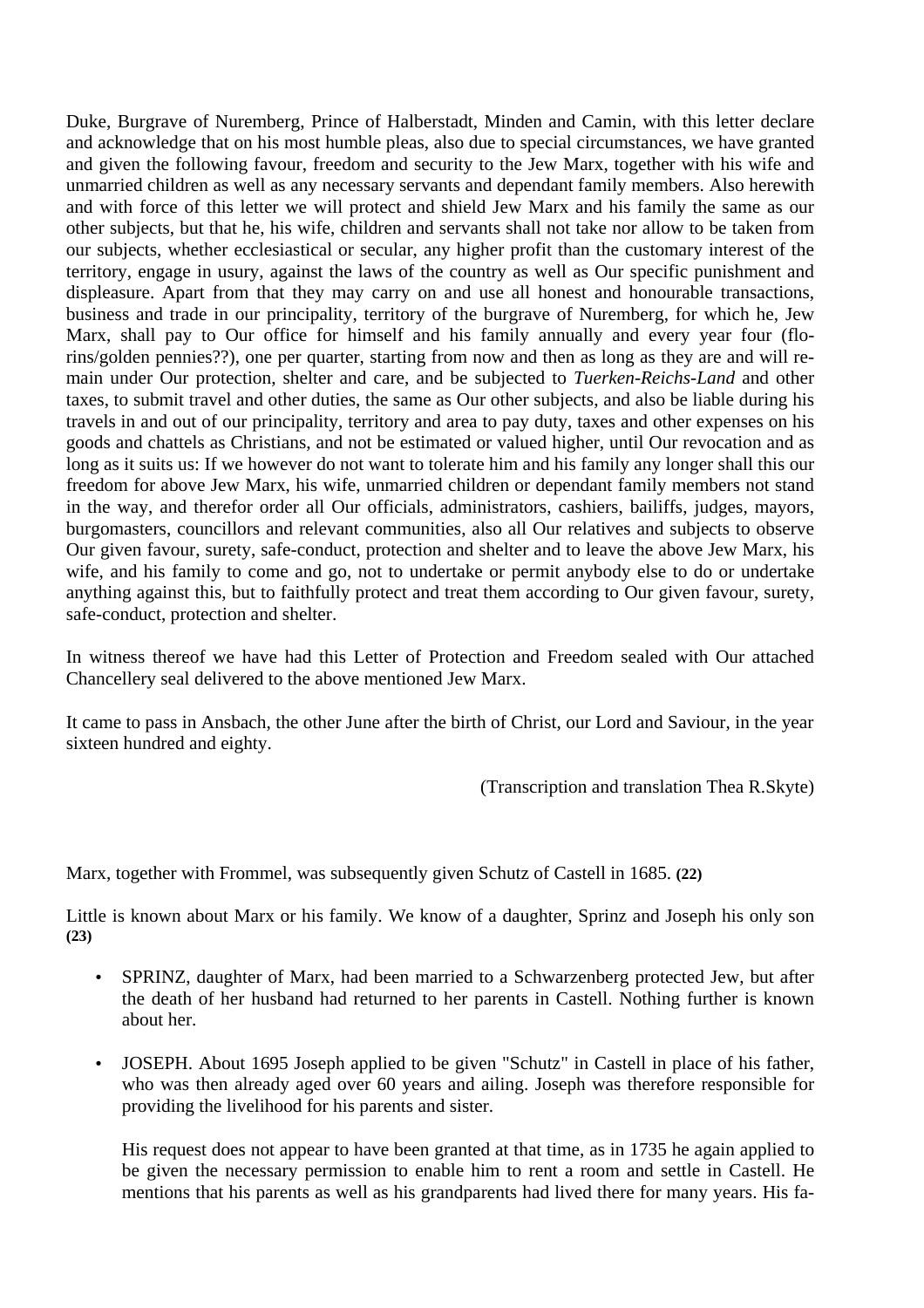Duke, Burgrave of Nuremberg, Prince of Halberstadt, Minden and Camin, with this letter declare and acknowledge that on his most humble pleas, also due to special circumstances, we have granted and given the following favour, freedom and security to the Jew Marx, together with his wife and unmarried children as well as any necessary servants and dependant family members. Also herewith and with force of this letter we will protect and shield Jew Marx and his family the same as our other subjects, but that he, his wife, children and servants shall not take nor allow to be taken from our subjects, whether ecclesiastical or secular, any higher profit than the customary interest of the territory, engage in usury, against the laws of the country as well as Our specific punishment and displeasure. Apart from that they may carry on and use all honest and honourable transactions, business and trade in our principality, territory of the burgrave of Nuremberg, for which he, Jew Marx, shall pay to Our office for himself and his family annually and every year four (florins/golden pennies??), one per quarter, starting from now and then as long as they are and will remain under Our protection, shelter and care, and be subjected to *Tuerken-Reichs-Land* and other taxes, to submit travel and other duties, the same as Our other subjects, and also be liable during his travels in and out of our principality, territory and area to pay duty, taxes and other expenses on his goods and chattels as Christians, and not be estimated or valued higher, until Our revocation and as long as it suits us: If we however do not want to tolerate him and his family any longer shall this our freedom for above Jew Marx, his wife, unmarried children or dependant family members not stand in the way, and therefor order all Our officials, administrators, cashiers, bailiffs, judges, mayors, burgomasters, councillors and relevant communities, also all Our relatives and subjects to observe Our given favour, surety, safe-conduct, protection and shelter and to leave the above Jew Marx, his wife, and his family to come and go, not to undertake or permit anybody else to do or undertake anything against this, but to faithfully protect and treat them according to Our given favour, surety, safe-conduct, protection and shelter.

In witness thereof we have had this Letter of Protection and Freedom sealed with Our attached Chancellery seal delivered to the above mentioned Jew Marx.

It came to pass in Ansbach, the other June after the birth of Christ, our Lord and Saviour, in the year sixteen hundred and eighty.

(Transcription and translation Thea R.Skyte)

Marx, together with Frommel, was subsequently given Schutz of Castell in 1685. **(22)**

Little is known about Marx or his family. We know of a daughter, Sprinz and Joseph his only son **(23)**

- SPRINZ, daughter of Marx, had been married to a Schwarzenberg protected Jew, but after the death of her husband had returned to her parents in Castell. Nothing further is known about her.

- JOSEPH. About 1695 Joseph applied to be given "Schutz" in Castell in place of his father, who was then already aged over 60 years and ailing. Joseph was therefore responsible for providing the livelihood for his parents and sister.

  His request does not appear to have been granted at that time, as in 1735 he again applied to be given the necessary permission to enable him to rent a room and settle in Castell. He mentions that his parents as well as his grandparents had lived there for many years. His fa-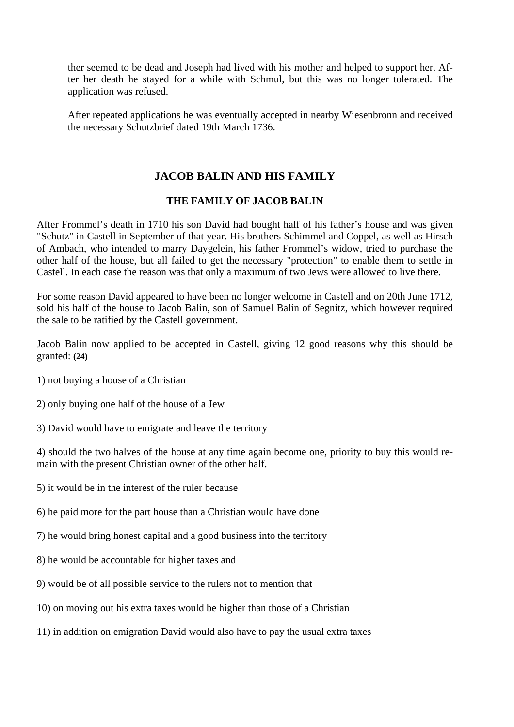ther seemed to be dead and Joseph had lived with his mother and helped to support her. After her death he stayed for a while with Schmul, but this was no longer tolerated. The application was refused.

After repeated applications he was eventually accepted in nearby Wiesenbronn and received the necessary Schutzbrief dated 19th March 1736.

## JACOB BALIN AND HIS FAMILY

### THE FAMILY OF JACOB BALIN

After Frommel's death in 1710 his son David had bought half of his father's house and was given "Schutz" in Castell in September of that year. His brothers Schimmel and Coppel, as well as Hirsch of Ambach, who intended to marry Daygelein, his father Frommel's widow, tried to purchase the other half of the house, but all failed to get the necessary "protection" to enable them to settle in Castell. In each case the reason was that only a maximum of two Jews were allowed to live there.

For some reason David appeared to have been no longer welcome in Castell and on 20th June 1712, sold his half of the house to Jacob Balin, son of Samuel Balin of Segnitz, which however required the sale to be ratified by the Castell government.

Jacob Balin now applied to be accepted in Castell, giving 12 good reasons why this should be granted: **(24)**

1) not buying a house of a Christian

2) only buying one half of the house of a Jew

3) David would have to emigrate and leave the territory

4) should the two halves of the house at any time again become one, priority to buy this would remain with the present Christian owner of the other half.

5) it would be in the interest of the ruler because

6) he paid more for the part house than a Christian would have done

7) he would bring honest capital and a good business into the territory

8) he would be accountable for higher taxes and

9) would be of all possible service to the rulers not to mention that

10) on moving out his extra taxes would be higher than those of a Christian

11) in addition on emigration David would also have to pay the usual extra taxes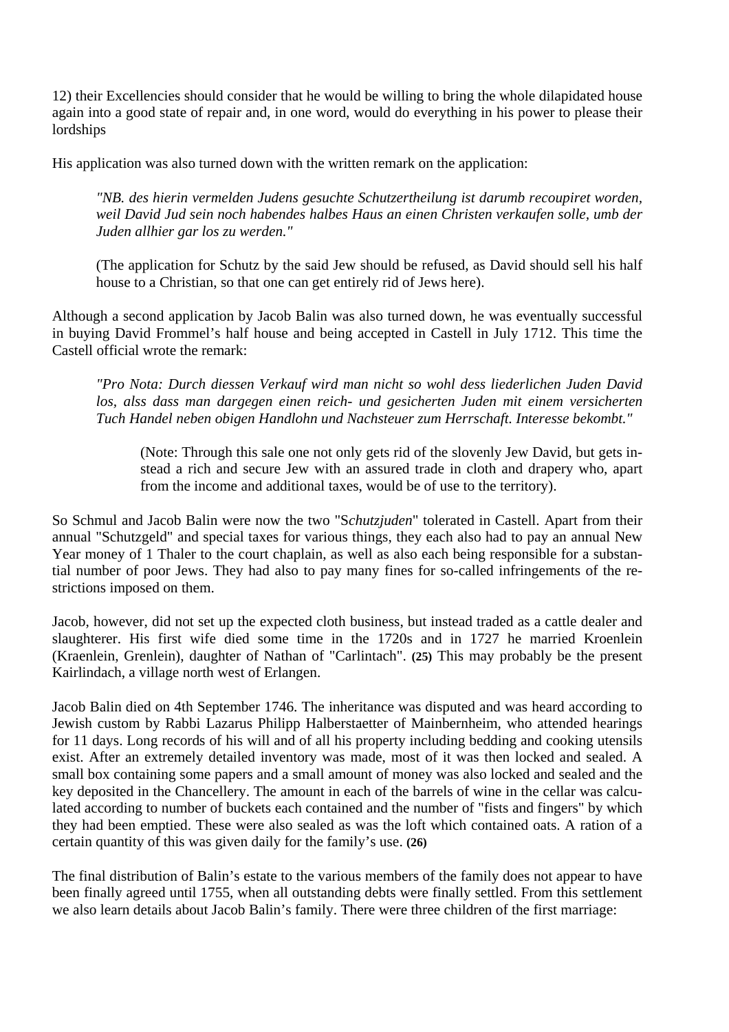12) their Excellencies should consider that he would be willing to bring the whole dilapidated house again into a good state of repair and, in one word, would do everything in his power to please their lordships

His application was also turned down with the written remark on the application:

> *"NB. des hierin vermelden Judens gesuchte Schutzertheilung ist darumb recoupiret worden, weil David Jud sein noch habendes halbes Haus an einen Christen verkaufen solle, umb der Juden allhier gar los zu werden."*
>
> (The application for Schutz by the said Jew should be refused, as David should sell his half house to a Christian, so that one can get entirely rid of Jews here).

Although a second application by Jacob Balin was also turned down, he was eventually successful in buying David Frommel's half house and being accepted in Castell in July 1712. This time the Castell official wrote the remark:

> *"Pro Nota: Durch diessen Verkauf wird man nicht so wohl dess liederlichen Juden David los, alss dass man dargegen einen reich- und gesicherten Juden mit einem versicherten Tuch Handel neben obigen Handlohn und Nachsteuer zum Herrschaft. Interesse bekombt."*
>
> > (Note: Through this sale one not only gets rid of the slovenly Jew David, but gets instead a rich and secure Jew with an assured trade in cloth and drapery who, apart from the income and additional taxes, would be of use to the territory).

So Schmul and Jacob Balin were now the two "S*chutzjuden*" tolerated in Castell. Apart from their annual "Schutzgeld" and special taxes for various things, they each also had to pay an annual New Year money of 1 Thaler to the court chaplain, as well as also each being responsible for a substantial number of poor Jews. They had also to pay many fines for so-called infringements of the restrictions imposed on them.

Jacob, however, did not set up the expected cloth business, but instead traded as a cattle dealer and slaughterer. His first wife died some time in the 1720s and in 1727 he married Kroenlein (Kraenlein, Grenlein), daughter of Nathan of "Carlintach". **(25)** This may probably be the present Kairlindach, a village north west of Erlangen.

Jacob Balin died on 4th September 1746. The inheritance was disputed and was heard according to Jewish custom by Rabbi Lazarus Philipp Halberstaetter of Mainbernheim, who attended hearings for 11 days. Long records of his will and of all his property including bedding and cooking utensils exist. After an extremely detailed inventory was made, most of it was then locked and sealed. A small box containing some papers and a small amount of money was also locked and sealed and the key deposited in the Chancellery. The amount in each of the barrels of wine in the cellar was calculated according to number of buckets each contained and the number of "fists and fingers" by which they had been emptied. These were also sealed as was the loft which contained oats. A ration of a certain quantity of this was given daily for the family's use. **(26)**

The final distribution of Balin's estate to the various members of the family does not appear to have been finally agreed until 1755, when all outstanding debts were finally settled. From this settlement we also learn details about Jacob Balin's family. There were three children of the first marriage: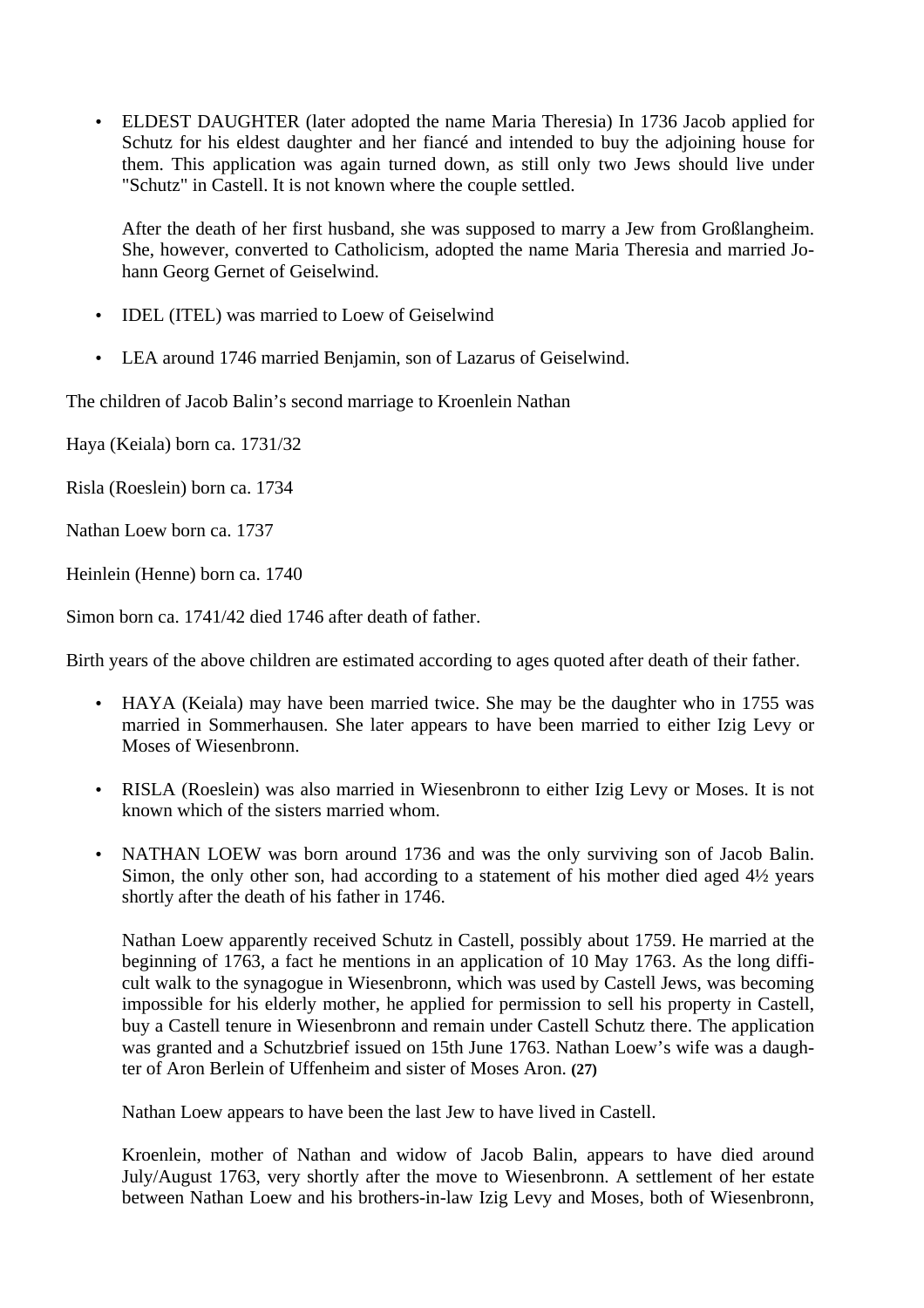- ELDEST DAUGHTER (later adopted the name Maria Theresia) In 1736 Jacob applied for Schutz for his eldest daughter and her fiancé and intended to buy the adjoining house for them. This application was again turned down, as still only two Jews should live under "Schutz" in Castell. It is not known where the couple settled.

  After the death of her first husband, she was supposed to marry a Jew from Großlangheim. She, however, converted to Catholicism, adopted the name Maria Theresia and married Johann Georg Gernet of Geiselwind.

- IDEL (ITEL) was married to Loew of Geiselwind

- LEA around 1746 married Benjamin, son of Lazarus of Geiselwind.

The children of Jacob Balin's second marriage to Kroenlein Nathan

Haya (Keiala) born ca. 1731/32

Risla (Roeslein) born ca. 1734

Nathan Loew born ca. 1737

Heinlein (Henne) born ca. 1740

Simon born ca. 1741/42 died 1746 after death of father.

Birth years of the above children are estimated according to ages quoted after death of their father.

- HAYA (Keiala) may have been married twice. She may be the daughter who in 1755 was married in Sommerhausen. She later appears to have been married to either Izig Levy or Moses of Wiesenbronn.

- RISLA (Roeslein) was also married in Wiesenbronn to either Izig Levy or Moses. It is not known which of the sisters married whom.

- NATHAN LOEW was born around 1736 and was the only surviving son of Jacob Balin. Simon, the only other son, had according to a statement of his mother died aged 4½ years shortly after the death of his father in 1746.

  Nathan Loew apparently received Schutz in Castell, possibly about 1759. He married at the beginning of 1763, a fact he mentions in an application of 10 May 1763. As the long difficult walk to the synagogue in Wiesenbronn, which was used by Castell Jews, was becoming impossible for his elderly mother, he applied for permission to sell his property in Castell, buy a Castell tenure in Wiesenbronn and remain under Castell Schutz there. The application was granted and a Schutzbrief issued on 15th June 1763. Nathan Loew's wife was a daughter of Aron Berlein of Uffenheim and sister of Moses Aron. **(27)**

  Nathan Loew appears to have been the last Jew to have lived in Castell.

  Kroenlein, mother of Nathan and widow of Jacob Balin, appears to have died around July/August 1763, very shortly after the move to Wiesenbronn. A settlement of her estate between Nathan Loew and his brothers-in-law Izig Levy and Moses, both of Wiesenbronn,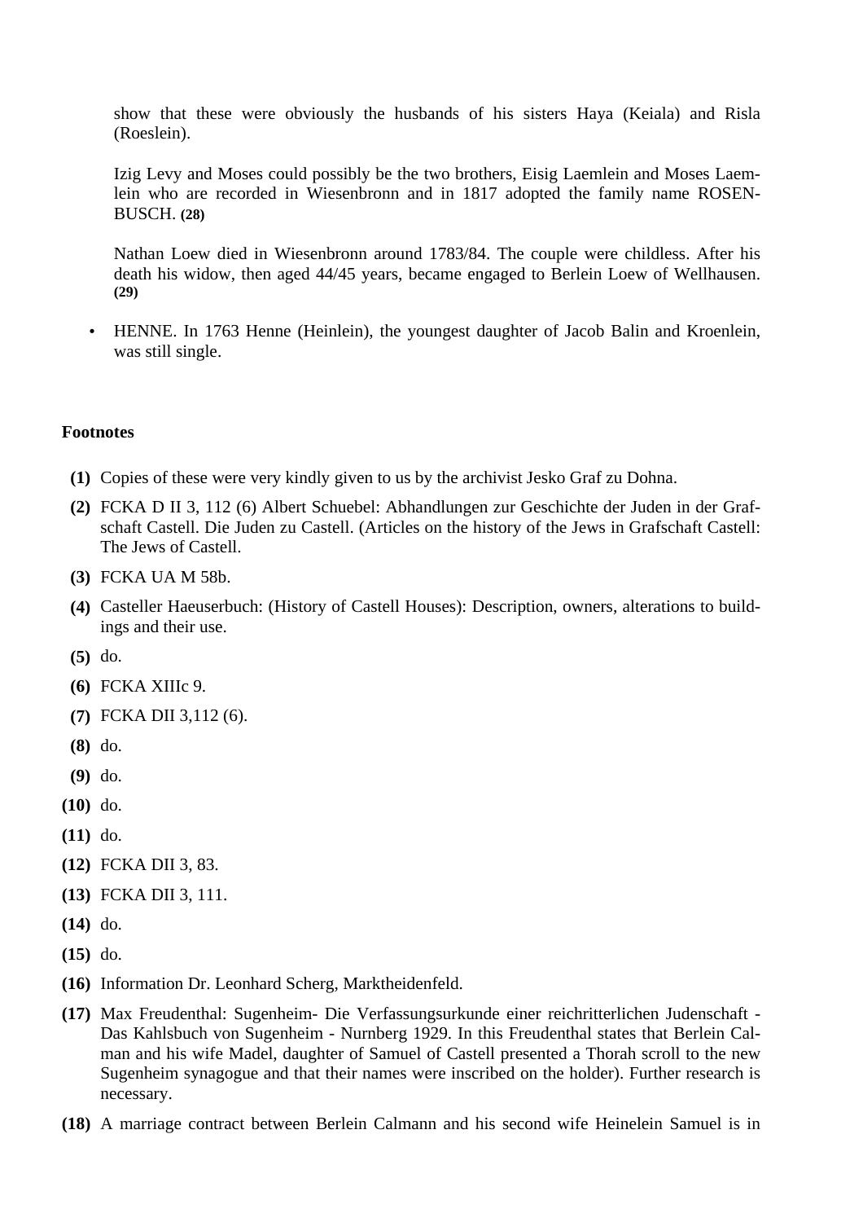show that these were obviously the husbands of his sisters Haya (Keiala) and Risla (Roeslein).

Izig Levy and Moses could possibly be the two brothers, Eisig Laemlein and Moses Laemlein who are recorded in Wiesenbronn and in 1817 adopted the family name ROSENBUSCH. **(28)**

Nathan Loew died in Wiesenbronn around 1783/84. The couple were childless. After his death his widow, then aged 44/45 years, became engaged to Berlein Loew of Wellhausen. **(29)**

- HENNE. In 1763 Henne (Heinlein), the youngest daughter of Jacob Balin and Kroenlein, was still single.

**Footnotes**

**(1)** Copies of these were very kindly given to us by the archivist Jesko Graf zu Dohna.

**(2)** FCKA D II 3, 112 (6) Albert Schuebel: Abhandlungen zur Geschichte der Juden in der Grafschaft Castell. Die Juden zu Castell. (Articles on the history of the Jews in Grafschaft Castell: The Jews of Castell.

**(3)** FCKA UA M 58b.

**(4)** Casteller Haeuserbuch: (History of Castell Houses): Description, owners, alterations to buildings and their use.

**(5)** do.

**(6)** FCKA XIIIc 9.

**(7)** FCKA DII 3,112 (6).

**(8)** do.

**(9)** do.

**(10)** do.

**(11)** do.

**(12)** FCKA DII 3, 83.

**(13)** FCKA DII 3, 111.

**(14)** do.

**(15)** do.

**(16)** Information Dr. Leonhard Scherg, Marktheidenfeld.

**(17)** Max Freudenthal: Sugenheim- Die Verfassungsurkunde einer reichritterlichen Judenschaft - Das Kahlsbuch von Sugenheim - Nurnberg 1929. In this Freudenthal states that Berlein Calman and his wife Madel, daughter of Samuel of Castell presented a Thorah scroll to the new Sugenheim synagogue and that their names were inscribed on the holder). Further research is necessary.

**(18)** A marriage contract between Berlein Calmann and his second wife Heinelein Samuel is in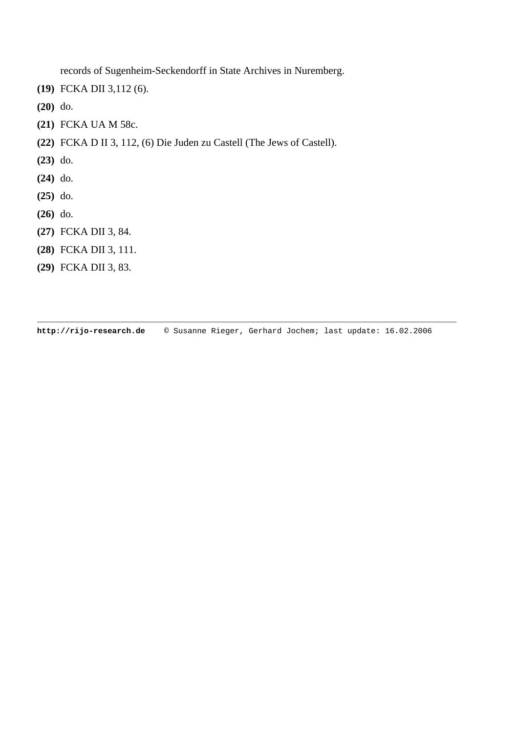records of Sugenheim-Seckendorff in State Archives in Nuremberg.

**(19)** FCKA DII 3,112 (6).

**(20)** do.

**(21)** FCKA UA M 58c.

**(22)** FCKA D II 3, 112, (6) Die Juden zu Castell (The Jews of Castell).

**(23)** do.

**(24)** do.

**(25)** do.

**(26)** do.

**(27)** FCKA DII 3, 84.

**(28)** FCKA DII 3, 111.

**(29)** FCKA DII 3, 83.

---

**http://rijo-research.de** © Susanne Rieger, Gerhard Jochem; last update: 16.02.2006